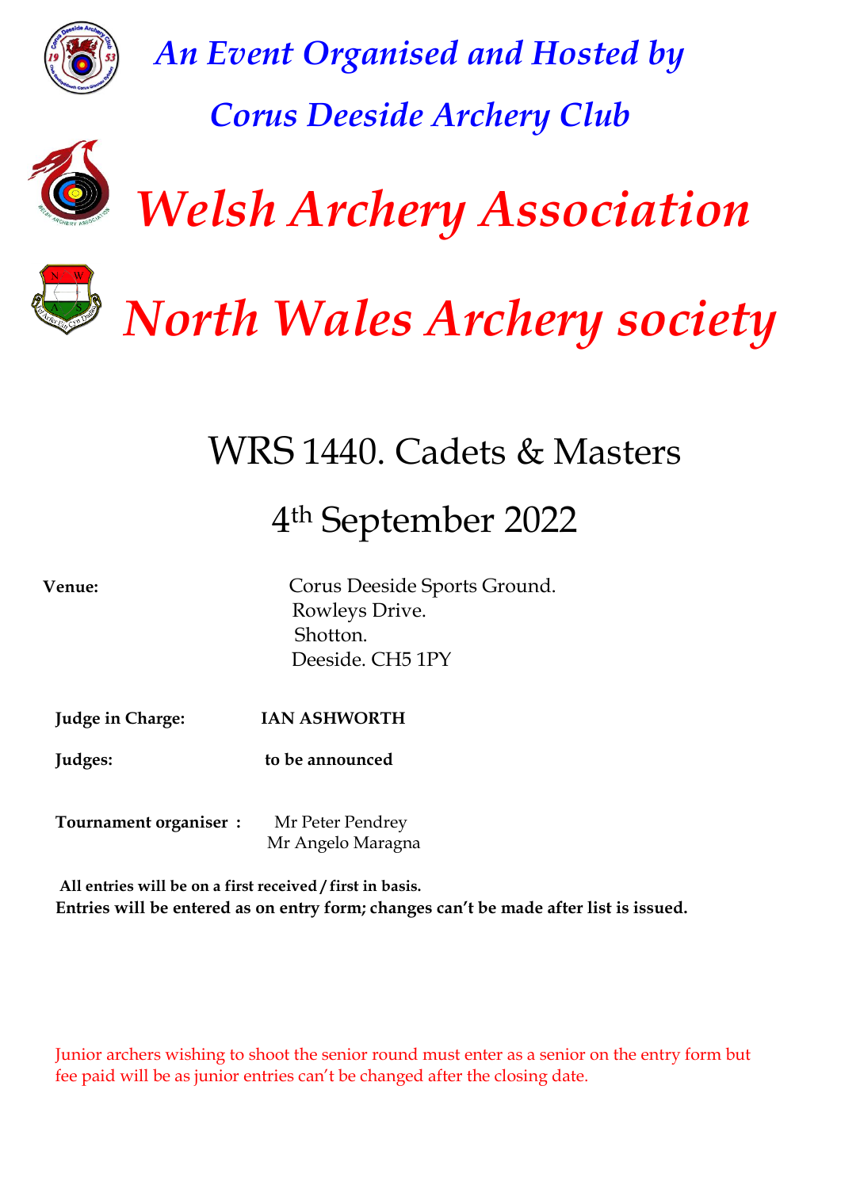# *An Event Organised and Hosted by*

# *Corus Deeside Archery Club*

# *Welsh Archery Association*

# *North Wales Archery society*

## WRS 1440. Cadets & Masters

## 4th September 2022

**Venue:** Corus Deeside Sports Ground.
Rowleys Drive.
Shotton.
Deeside. CH5 1PY

**Judge in Charge:** **IAN ASHWORTH**

**Judges:** **to be announced**

**Tournament organiser :** Mr Peter Pendrey
Mr Angelo Maragna

**All entries will be on a first received / first in basis.**
**Entries will be entered as on entry form; changes can't be made after list is issued.**

Junior archers wishing to shoot the senior round must enter as a senior on the entry form but fee paid will be as junior entries can't be changed after the closing date.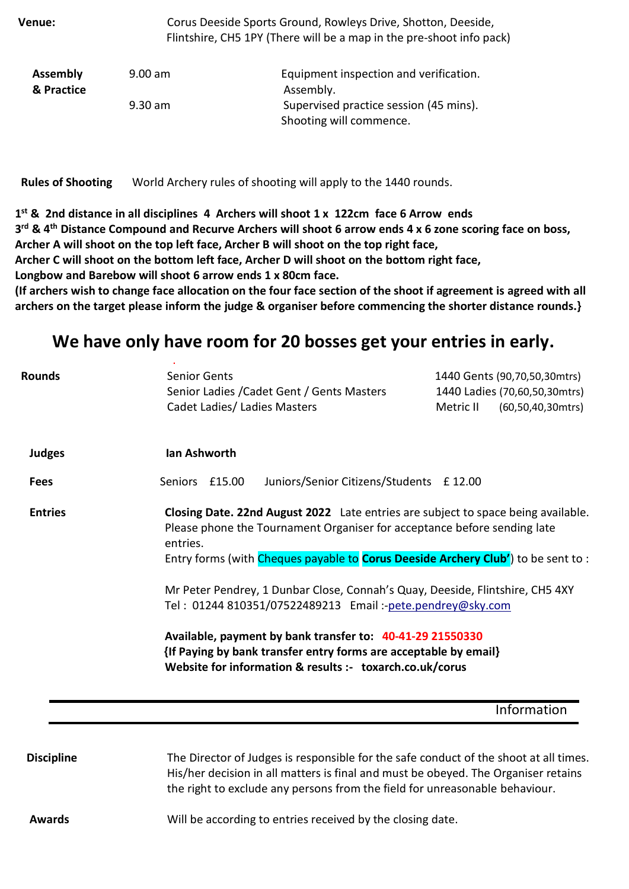**Venue:** Corus Deeside Sports Ground, Rowleys Drive, Shotton, Deeside, Flintshire, CH5 1PY (There will be a map in the pre-shoot info pack)

| | | |
|---|---|---|
| **Assembly & Practice** | 9.00 am | Equipment inspection and verification. Assembly. |
| | 9.30 am | Supervised practice session (45 mins). Shooting will commence. |

**Rules of Shooting** World Archery rules of shooting will apply to the 1440 rounds.

**1st & 2nd distance in all disciplines 4 Archers will shoot 1 x 122cm face 6 Arrow ends**
**3rd & 4th Distance Compound and Recurve Archers will shoot 6 arrow ends 4 x 6 zone scoring face on boss,**
**Archer A will shoot on the top left face, Archer B will shoot on the top right face,**
**Archer C will shoot on the bottom left face, Archer D will shoot on the bottom right face,**
**Longbow and Barebow will shoot 6 arrow ends 1 x 80cm face.**
**(If archers wish to change face allocation on the four face section of the shoot if agreement is agreed with all archers on the target please inform the judge & organiser before commencing the shorter distance rounds.}**

## We have only have room for 20 bosses get your entries in early.

| **Rounds** | | |
|---|---|---|
| | Senior Gents | 1440 Gents (90,70,50,30mtrs) |
| | Senior Ladies /Cadet Gent / Gents Masters | 1440 Ladies (70,60,50,30mtrs) |
| | Cadet Ladies/ Ladies Masters | Metric II (60,50,40,30mtrs) |

**Judges** **Ian Ashworth**

**Fees** Seniors £15.00 Juniors/Senior Citizens/Students £ 12.00

**Entries** **Closing Date. 22nd August 2022** Late entries are subject to space being available. Please phone the Tournament Organiser for acceptance before sending late entries.
Entry forms (with Cheques payable to **Corus Deeside Archery Club'**) to be sent to :

Mr Peter Pendrey, 1 Dunbar Close, Connah's Quay, Deeside, Flintshire, CH5 4XY
Tel : 01244 810351/07522489213 Email :-pete.pendrey@sky.com

**Available, payment by bank transfer to: 40-41-29 21550330**
**{If Paying by bank transfer entry forms are acceptable by email}**
**Website for information & results :- toxarch.co.uk/corus**

---

Information

---

**Discipline** The Director of Judges is responsible for the safe conduct of the shoot at all times. His/her decision in all matters is final and must be obeyed. The Organiser retains the right to exclude any persons from the field for unreasonable behaviour.

**Awards** Will be according to entries received by the closing date.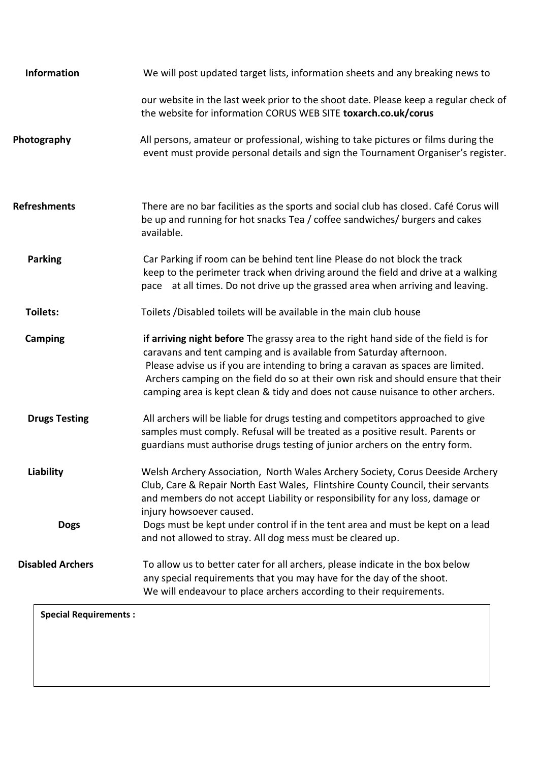**Information** We will post updated target lists, information sheets and any breaking news to our website in the last week prior to the shoot date. Please keep a regular check of the website for information CORUS WEB SITE **toxarch.co.uk/corus**

**Photography** All persons, amateur or professional, wishing to take pictures or films during the event must provide personal details and sign the Tournament Organiser's register.

**Refreshments** There are no bar facilities as the sports and social club has closed. Café Corus will be up and running for hot snacks Tea / coffee sandwiches/ burgers and cakes available.

**Parking** Car Parking if room can be behind tent line Please do not block the track keep to the perimeter track when driving around the field and drive at a walking pace at all times. Do not drive up the grassed area when arriving and leaving.

**Toilets:** Toilets /Disabled toilets will be available in the main club house

**Camping** **if arriving night before** The grassy area to the right hand side of the field is for caravans and tent camping and is available from Saturday afternoon. Please advise us if you are intending to bring a caravan as spaces are limited. Archers camping on the field do so at their own risk and should ensure that their camping area is kept clean & tidy and does not cause nuisance to other archers.

**Drugs Testing** All archers will be liable for drugs testing and competitors approached to give samples must comply. Refusal will be treated as a positive result. Parents or guardians must authorise drugs testing of junior archers on the entry form.

**Liability** Welsh Archery Association, North Wales Archery Society, Corus Deeside Archery Club, Care & Repair North East Wales, Flintshire County Council, their servants and members do not accept Liability or responsibility for any loss, damage or injury howsoever caused.

**Dogs** Dogs must be kept under control if in the tent area and must be kept on a lead and not allowed to stray. All dog mess must be cleared up.

**Disabled Archers** To allow us to better cater for all archers, please indicate in the box below any special requirements that you may have for the day of the shoot. We will endeavour to place archers according to their requirements.

**Special Requirements :**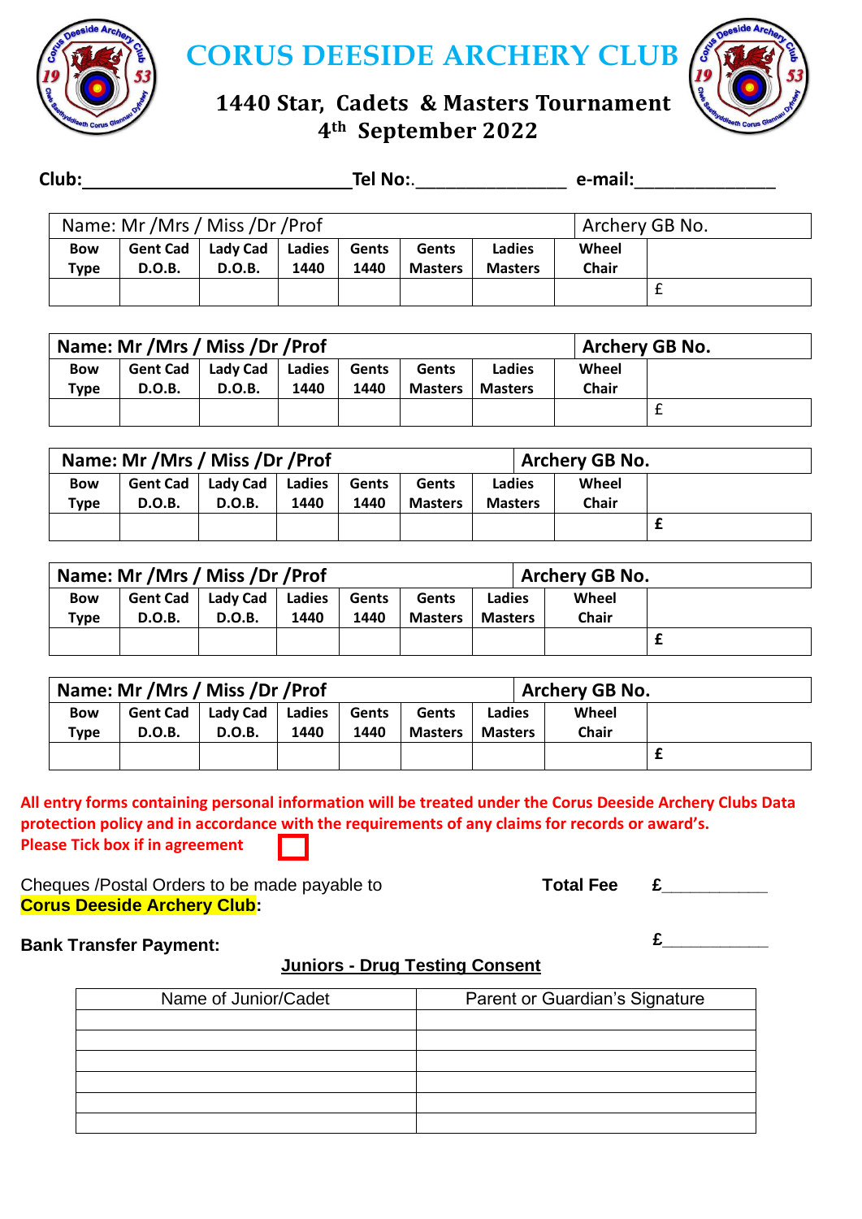# CORUS DEESIDE ARCHERY CLUB

## 1440 Star, Cadets & Masters Tournament
## 4th September 2022

**Club:**_________________________**Tel No:**.______________ **e-mail:**_____________

| Name: Mr /Mrs / Miss /Dr /Prof | | | | | | | Archery GB No. | |
|---|---|---|---|---|---|---|---|---|
| **Bow Type** | **Gent Cad D.O.B.** | **Lady Cad D.O.B.** | **Ladies 1440** | **Gents 1440** | **Gents Masters** | **Ladies Masters** | **Wheel Chair** | |
| | | | | | | | | £ |

| **Name: Mr /Mrs / Miss /Dr /Prof** | | | | | | | **Archery GB No.** | |
|---|---|---|---|---|---|---|---|---|
| **Bow Type** | **Gent Cad D.O.B.** | **Lady Cad D.O.B.** | **Ladies 1440** | **Gents 1440** | **Gents Masters** | **Ladies Masters** | **Wheel Chair** | |
| | | | | | | | | £ |

| **Name: Mr /Mrs / Miss /Dr /Prof** | | | | | | **Archery GB No.** | | |
|---|---|---|---|---|---|---|---|---|
| **Bow Type** | **Gent Cad D.O.B.** | **Lady Cad D.O.B.** | **Ladies 1440** | **Gents 1440** | **Gents Masters** | **Ladies Masters** | **Wheel Chair** | |
| | | | | | | | | **£** |

| **Name: Mr /Mrs / Miss /Dr /Prof** | | | | | | **Archery GB No.** | | |
|---|---|---|---|---|---|---|---|---|
| **Bow Type** | **Gent Cad D.O.B.** | **Lady Cad D.O.B.** | **Ladies 1440** | **Gents 1440** | **Gents Masters** | **Ladies Masters** | **Wheel Chair** | |
| | | | | | | | | **£** |

| **Name: Mr /Mrs / Miss /Dr /Prof** | | | | | | **Archery GB No.** | | |
|---|---|---|---|---|---|---|---|---|
| **Bow Type** | **Gent Cad D.O.B.** | **Lady Cad D.O.B.** | **Ladies 1440** | **Gents 1440** | **Gents Masters** | **Ladies Masters** | **Wheel Chair** | |
| | | | | | | | | **£** |

**All entry forms containing personal information will be treated under the Corus Deeside Archery Clubs Data protection policy and in accordance with the requirements of any claims for records or award's.**
**Please Tick box if in agreement** ☐

Cheques /Postal Orders to be made payable to **Corus Deeside Archery Club**: **Total Fee** **£**___________

**Bank Transfer Payment:** **£**___________

**Juniors - Drug Testing Consent**

| Name of Junior/Cadet | Parent or Guardian's Signature |
|---|---|
| | |
| | |
| | |
| | |
| | |
| | |